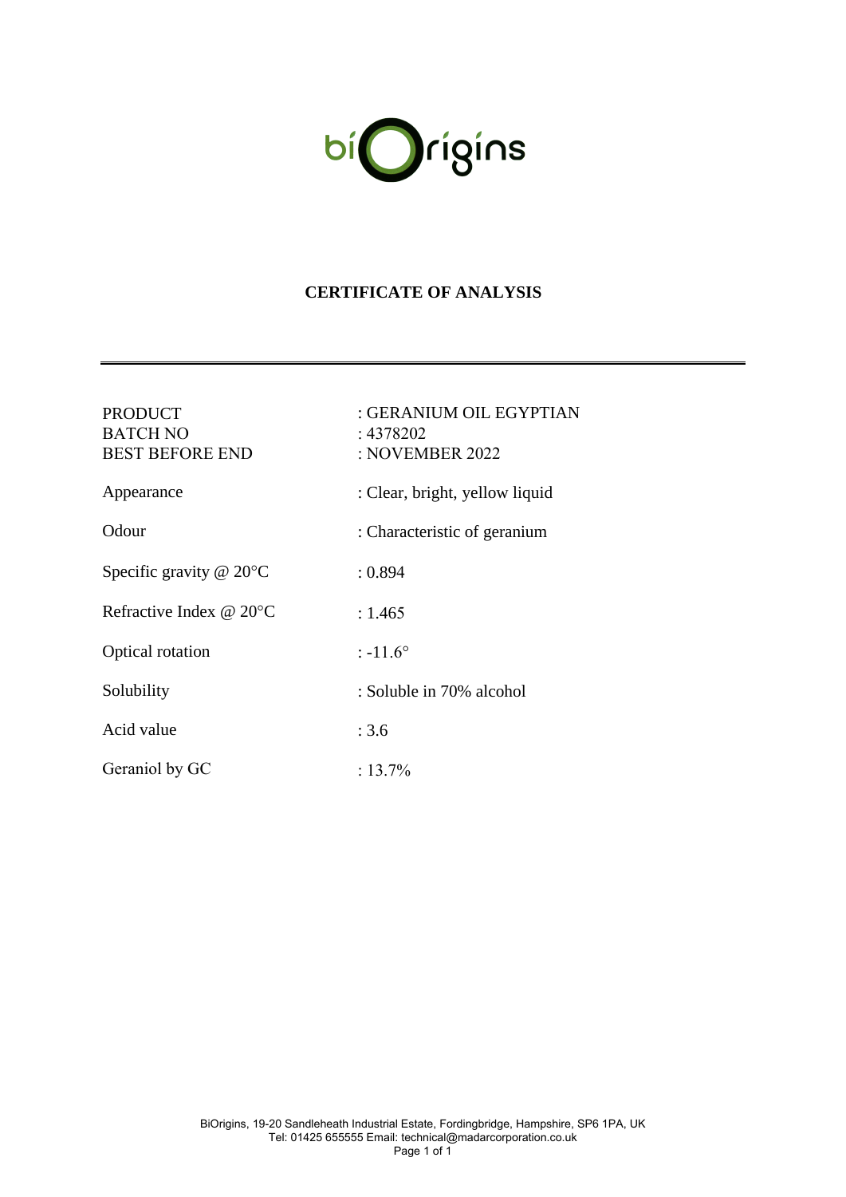# CERTIFICATE OF ANALYSIS

---

| | |
|---|---|
| PRODUCT | : GERANIUM OIL EGYPTIAN |
| BATCH NO | : 4378202 |
| BEST BEFORE END | : NOVEMBER 2022 |
| Appearance | : Clear, bright, yellow liquid |
| Odour | : Characteristic of geranium |
| Specific gravity @ 20°C | : 0.894 |
| Refractive Index @ 20°C | : 1.465 |
| Optical rotation | : -11.6° |
| Solubility | : Soluble in 70% alcohol |
| Acid value | : 3.6 |
| Geraniol by GC | : 13.7% |

BiOrigins, 19-20 Sandleheath Industrial Estate, Fordingbridge, Hampshire, SP6 1PA, UK
Tel: 01425 655555 Email: technical@madarcorporation.co.uk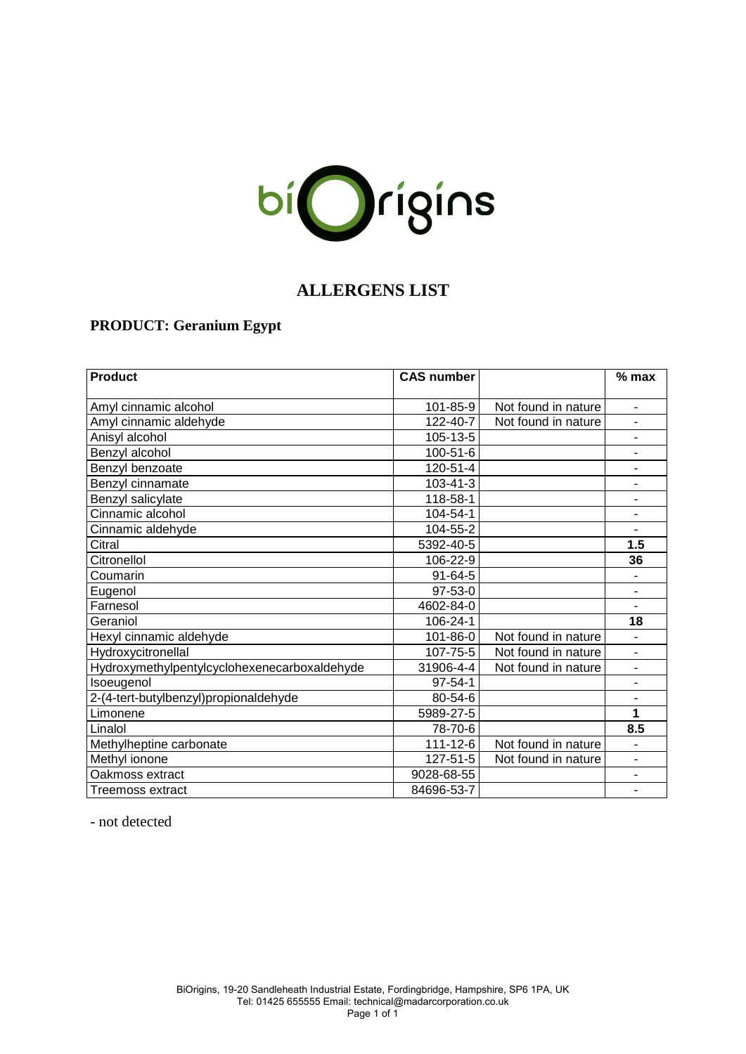biOrigins

# ALLERGENS LIST

## PRODUCT: Geranium Egypt

| Product | CAS number | | % max |
|---|---|---|---|
| Amyl cinnamic alcohol | 101-85-9 | Not found in nature | - |
| Amyl cinnamic aldehyde | 122-40-7 | Not found in nature | - |
| Anisyl alcohol | 105-13-5 | | - |
| Benzyl alcohol | 100-51-6 | | - |
| Benzyl benzoate | 120-51-4 | | - |
| Benzyl cinnamate | 103-41-3 | | - |
| Benzyl salicylate | 118-58-1 | | - |
| Cinnamic alcohol | 104-54-1 | | - |
| Cinnamic aldehyde | 104-55-2 | | - |
| Citral | 5392-40-5 | | **1.5** |
| Citronellol | 106-22-9 | | **36** |
| Coumarin | 91-64-5 | | - |
| Eugenol | 97-53-0 | | - |
| Farnesol | 4602-84-0 | | - |
| Geraniol | 106-24-1 | | **18** |
| Hexyl cinnamic aldehyde | 101-86-0 | Not found in nature | - |
| Hydroxycitronellal | 107-75-5 | Not found in nature | - |
| Hydroxymethylpentylcyclohexenecarboxaldehyde | 31906-4-4 | Not found in nature | - |
| Isoeugenol | 97-54-1 | | - |
| 2-(4-tert-butylbenzyl)propionaldehyde | 80-54-6 | | - |
| Limonene | 5989-27-5 | | **1** |
| Linalol | 78-70-6 | | **8.5** |
| Methylheptine carbonate | 111-12-6 | Not found in nature | - |
| Methyl ionone | 127-51-5 | Not found in nature | - |
| Oakmoss extract | 9028-68-55 | | - |
| Treemoss extract | 84696-53-7 | | - |

- not detected

BiOrigins, 19-20 Sandleheath Industrial Estate, Fordingbridge, Hampshire, SP6 1PA, UK
Tel: 01425 655555 Email: technical@madarcorporation.co.uk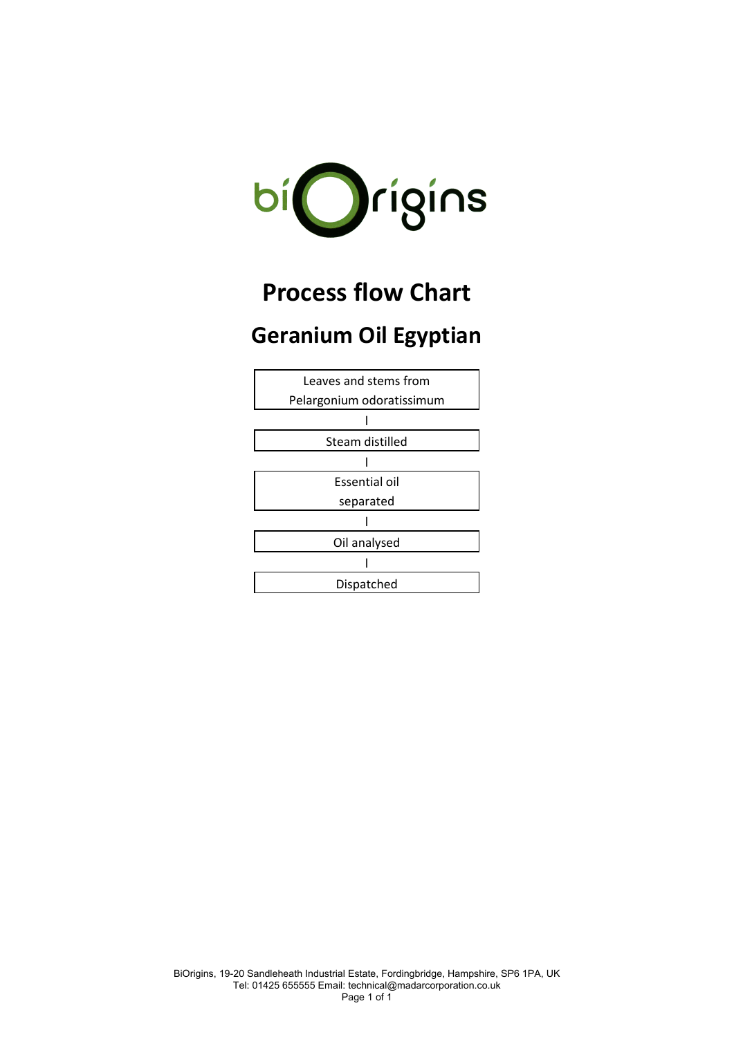biOrigins

# Process flow Chart

## Geranium Oil Egyptian

Leaves and stems from Pelargonium odoratissimum

|

Steam distilled

|

Essential oil separated

|

Oil analysed

|

Dispatched

BiOrigins, 19-20 Sandleheath Industrial Estate, Fordingbridge, Hampshire, SP6 1PA, UK
Tel: 01425 655555 Email: technical@madarcorporation.co.uk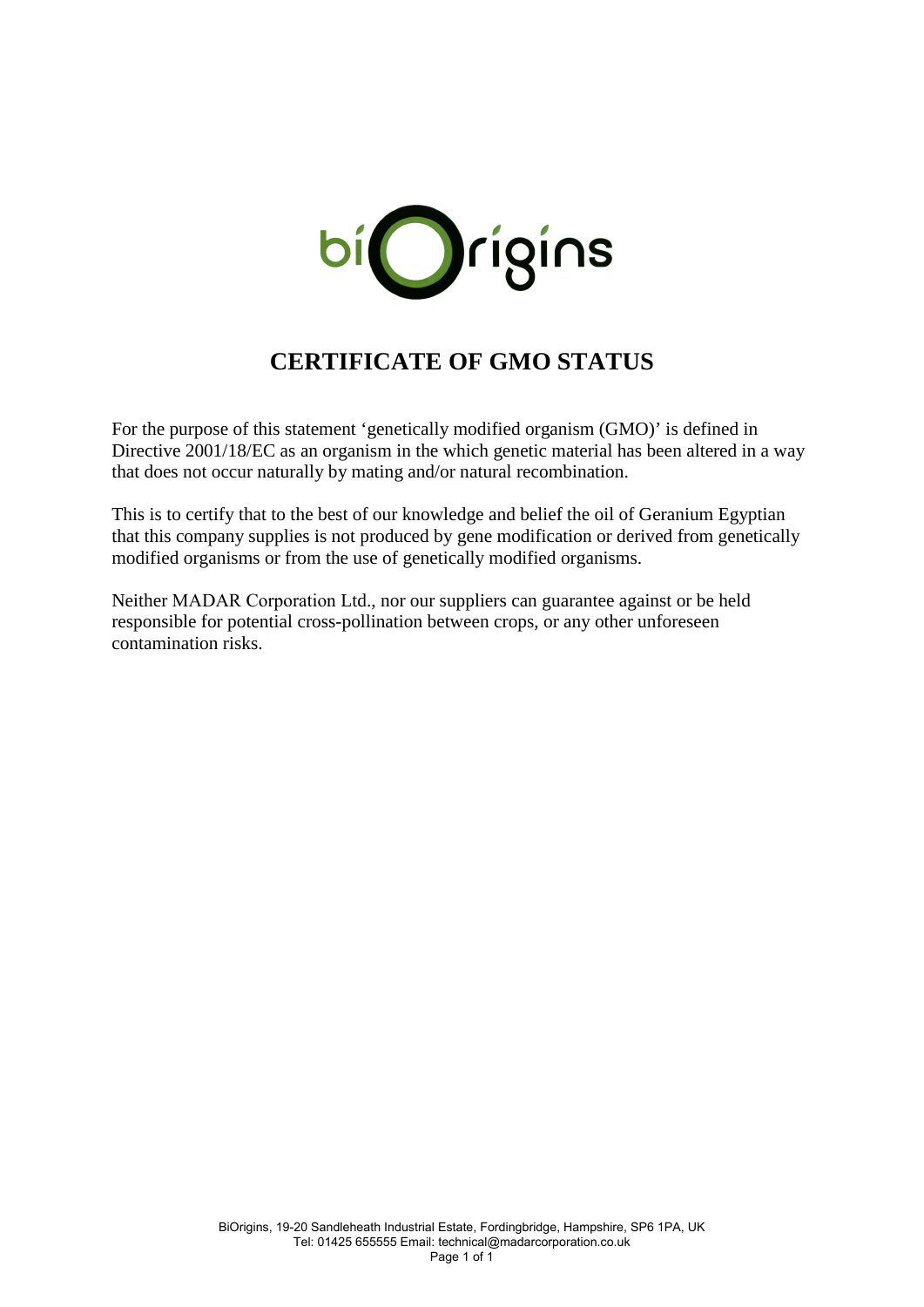# CERTIFICATE OF GMO STATUS

For the purpose of this statement 'genetically modified organism (GMO)' is defined in Directive 2001/18/EC as an organism in the which genetic material has been altered in a way that does not occur naturally by mating and/or natural recombination.

This is to certify that to the best of our knowledge and belief the oil of Geranium Egyptian that this company supplies is not produced by gene modification or derived from genetically modified organisms or from the use of genetically modified organisms.

Neither MADAR Corporation Ltd., nor our suppliers can guarantee against or be held responsible for potential cross-pollination between crops, or any other unforeseen contamination risks.

BiOrigins, 19-20 Sandleheath Industrial Estate, Fordingbridge, Hampshire, SP6 1PA, UK
Tel: 01425 655555 Email: technical@madarcorporation.co.uk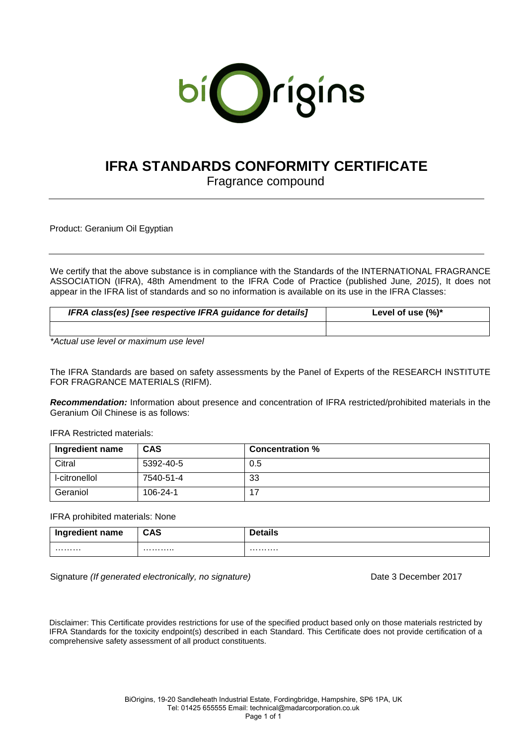# IFRA STANDARDS CONFORMITY CERTIFICATE

Fragrance compound

---

Product: Geranium Oil Egyptian

---

We certify that the above substance is in compliance with the Standards of the INTERNATIONAL FRAGRANCE ASSOCIATION (IFRA), 48th Amendment to the IFRA Code of Practice (published June, *2015*), It does not appear in the IFRA list of standards and so no information is available on its use in the IFRA Classes:

| ***IFRA class(es) [see respective IFRA guidance for details]*** | **Level of use (%)*** |
| --- | --- |
| | |

**Actual use level or maximum use level*

The IFRA Standards are based on safety assessments by the Panel of Experts of the RESEARCH INSTITUTE FOR FRAGRANCE MATERIALS (RIFM).

***Recommendation:*** Information about presence and concentration of IFRA restricted/prohibited materials in the Geranium Oil Chinese is as follows:

IFRA Restricted materials:

| **Ingredient name** | **CAS** | **Concentration %** |
| --- | --- | --- |
| Citral | 5392-40-5 | 0.5 |
| l-citronellol | 7540-51-4 | 33 |
| Geraniol | 106-24-1 | 17 |

IFRA prohibited materials: None

| **Ingredient name** | **CAS** | **Details** |
| --- | --- | --- |
| ……… | ……….. | ………. |

Signature *(If generated electronically, no signature)*

Date 3 December 2017

Disclaimer: This Certificate provides restrictions for use of the specified product based only on those materials restricted by IFRA Standards for the toxicity endpoint(s) described in each Standard. This Certificate does not provide certification of a comprehensive safety assessment of all product constituents.

BiOrigins, 19-20 Sandleheath Industrial Estate, Fordingbridge, Hampshire, SP6 1PA, UK
Tel: 01425 655555 Email: technical@madarcorporation.co.uk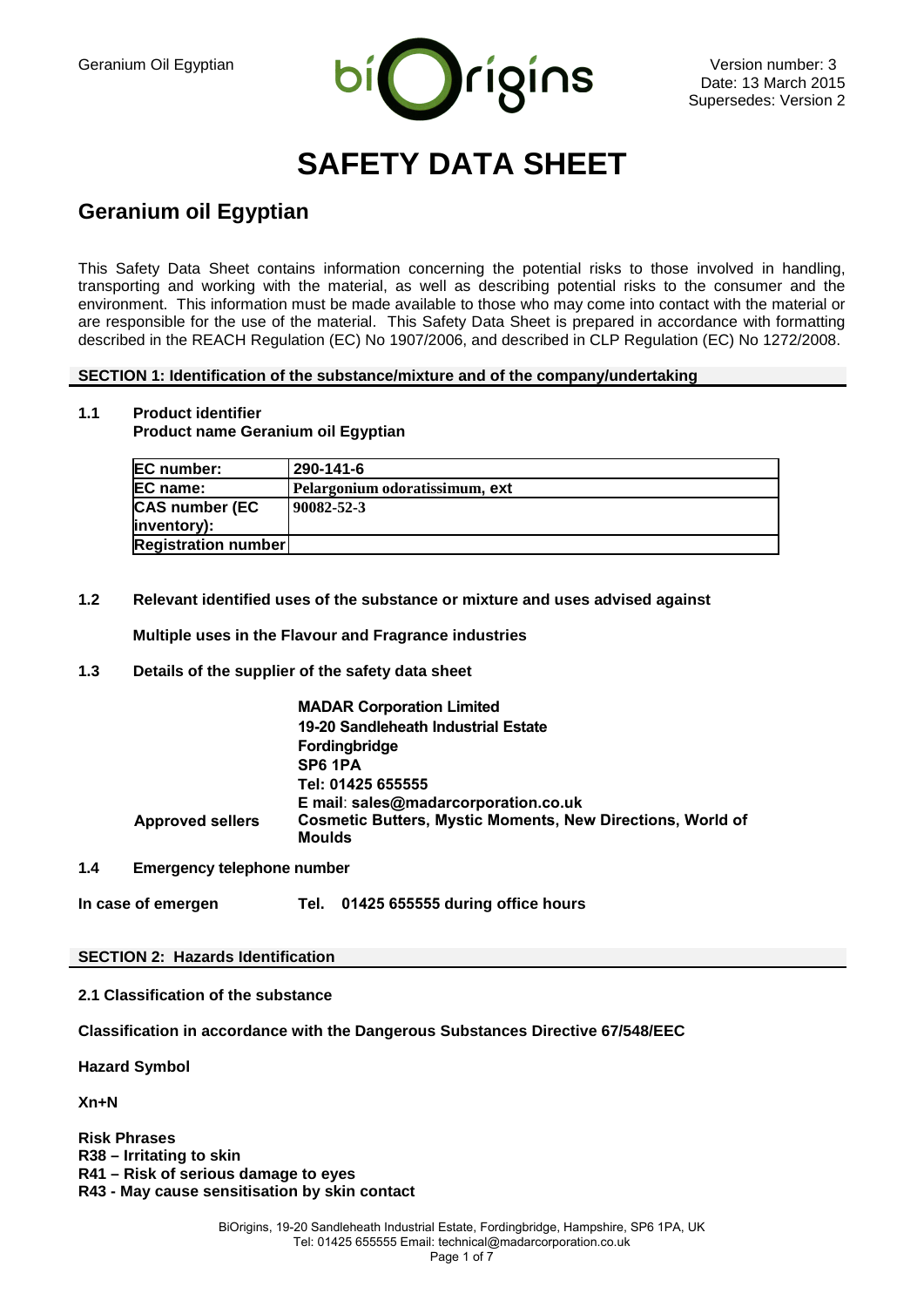# SAFETY DATA SHEET

## Geranium oil Egyptian

This Safety Data Sheet contains information concerning the potential risks to those involved in handling, transporting and working with the material, as well as describing potential risks to the consumer and the environment. This information must be made available to those who may come into contact with the material or are responsible for the use of the material. This Safety Data Sheet is prepared in accordance with formatting described in the REACH Regulation (EC) No 1907/2006, and described in CLP Regulation (EC) No 1272/2008.

### SECTION 1: Identification of the substance/mixture and of the company/undertaking

**1.1 Product identifier**
**Product name Geranium oil Egyptian**

| | |
|---|---|
| **EC number:** | **290-141-6** |
| **EC name:** | **Pelargonium odoratissimum, ext** |
| **CAS number (EC inventory):** | **90082-52-3** |
| **Registration number** | |

**1.2 Relevant identified uses of the substance or mixture and uses advised against**

**Multiple uses in the Flavour and Fragrance industries**

**1.3 Details of the supplier of the safety data sheet**

**MADAR Corporation Limited**
**19-20 Sandleheath Industrial Estate**
**Fordingbridge**
**SP6 1PA**
**Tel: 01425 655555**
**E mail: sales@madarcorporation.co.uk**

**Approved sellers** **Cosmetic Butters, Mystic Moments, New Directions, World of Moulds**

**1.4 Emergency telephone number**

**In case of emergen** **Tel. 01425 655555 during office hours**

### SECTION 2: Hazards Identification

**2.1 Classification of the substance**

**Classification in accordance with the Dangerous Substances Directive 67/548/EEC**

**Hazard Symbol**

**Xn+N**

**Risk Phrases**
**R38 – Irritating to skin**
**R41 – Risk of serious damage to eyes**
**R43 - May cause sensitisation by skin contact**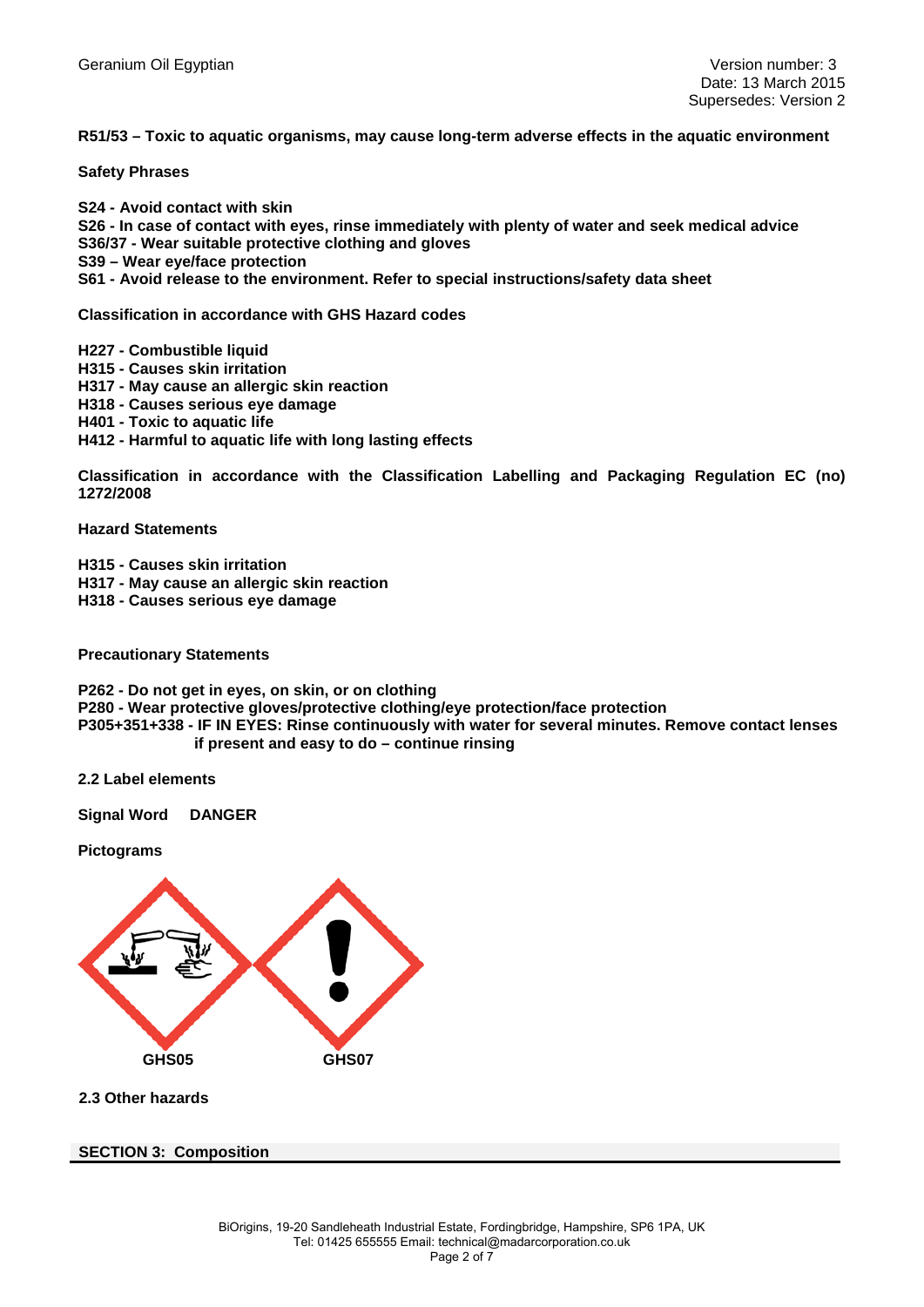**R51/53 – Toxic to aquatic organisms, may cause long-term adverse effects in the aquatic environment**

**Safety Phrases**

**S24 - Avoid contact with skin**
**S26 - In case of contact with eyes, rinse immediately with plenty of water and seek medical advice**
**S36/37 - Wear suitable protective clothing and gloves**
**S39 – Wear eye/face protection**
**S61 - Avoid release to the environment. Refer to special instructions/safety data sheet**

**Classification in accordance with GHS Hazard codes**

**H227 - Combustible liquid**
**H315 - Causes skin irritation**
**H317 - May cause an allergic skin reaction**
**H318 - Causes serious eye damage**
**H401 - Toxic to aquatic life**
**H412 - Harmful to aquatic life with long lasting effects**

**Classification in accordance with the Classification Labelling and Packaging Regulation EC (no) 1272/2008**

**Hazard Statements**

**H315 - Causes skin irritation**
**H317 - May cause an allergic skin reaction**
**H318 - Causes serious eye damage**

**Precautionary Statements**

**P262 - Do not get in eyes, on skin, or on clothing**
**P280 - Wear protective gloves/protective clothing/eye protection/face protection**
**P305+351+338 - IF IN EYES: Rinse continuously with water for several minutes. Remove contact lenses if present and easy to do – continue rinsing**

**2.2 Label elements**

**Signal Word DANGER**

**Pictograms**

GHS05 GHS07

**2.3 Other hazards**

**SECTION 3: Composition**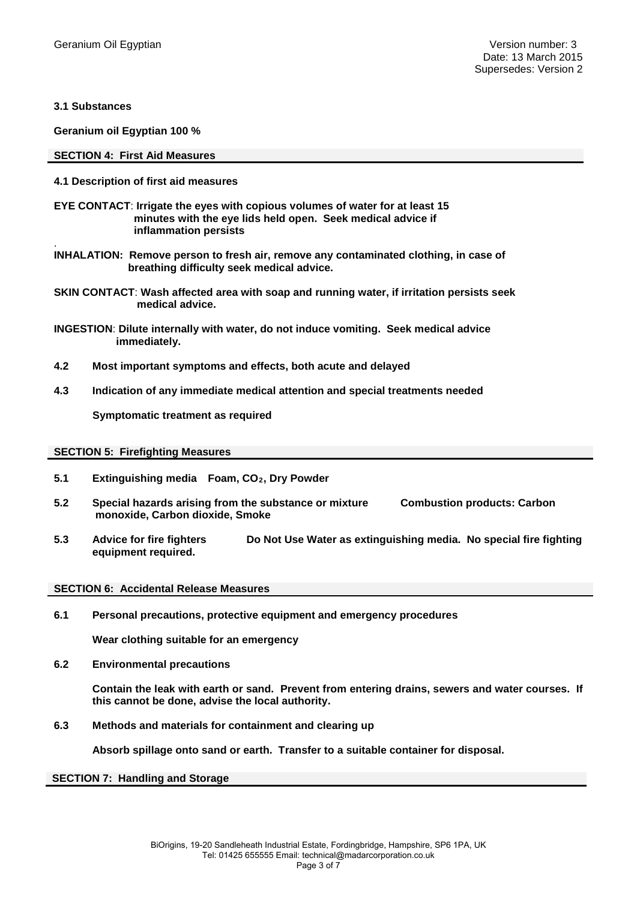**3.1 Substances**

**Geranium oil Egyptian 100 %**

## SECTION 4: First Aid Measures

**4.1 Description of first aid measures**

**EYE CONTACT**: **Irrigate the eyes with copious volumes of water for at least 15 minutes with the eye lids held open. Seek medical advice if inflammation persists**

**INHALATION: Remove person to fresh air, remove any contaminated clothing, in case of breathing difficulty seek medical advice.**

**SKIN CONTACT**: **Wash affected area with soap and running water, if irritation persists seek medical advice.**

**INGESTION**: **Dilute internally with water, do not induce vomiting. Seek medical advice immediately.**

**4.2 Most important symptoms and effects, both acute and delayed**

**4.3 Indication of any immediate medical attention and special treatments needed**

**Symptomatic treatment as required**

## SECTION 5: Firefighting Measures

**5.1 Extinguishing media Foam, $CO_2$, Dry Powder**

**5.2 Special hazards arising from the substance or mixture Combustion products: Carbon monoxide, Carbon dioxide, Smoke**

**5.3 Advice for fire fighters Do Not Use Water as extinguishing media. No special fire fighting equipment required.**

## SECTION 6: Accidental Release Measures

**6.1 Personal precautions, protective equipment and emergency procedures**

**Wear clothing suitable for an emergency**

**6.2 Environmental precautions**

**Contain the leak with earth or sand. Prevent from entering drains, sewers and water courses. If this cannot be done, advise the local authority.**

**6.3 Methods and materials for containment and clearing up**

**Absorb spillage onto sand or earth. Transfer to a suitable container for disposal.**

## SECTION 7: Handling and Storage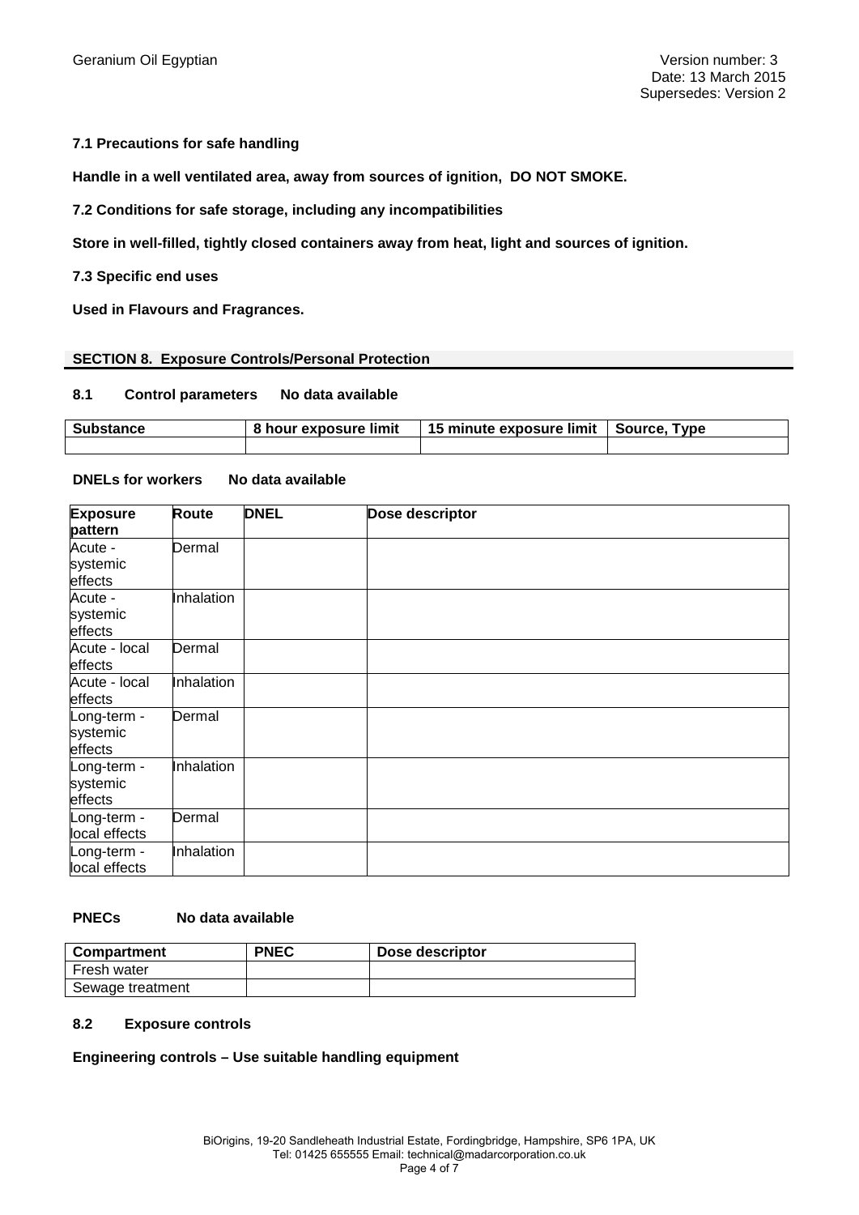**7.1 Precautions for safe handling**

**Handle in a well ventilated area, away from sources of ignition, DO NOT SMOKE.**

**7.2 Conditions for safe storage, including any incompatibilities**

**Store in well-filled, tightly closed containers away from heat, light and sources of ignition.**

**7.3 Specific end uses**

**Used in Flavours and Fragrances.**

## SECTION 8. Exposure Controls/Personal Protection

**8.1 Control parameters No data available**

| Substance | 8 hour exposure limit | 15 minute exposure limit | Source, Type |
|---|---|---|---|
| | | | |

**DNELs for workers No data available**

| Exposure pattern | Route | DNEL | Dose descriptor |
|---|---|---|---|
| Acute - systemic effects | Dermal | | |
| Acute - systemic effects | Inhalation | | |
| Acute - local effects | Dermal | | |
| Acute - local effects | Inhalation | | |
| Long-term - systemic effects | Dermal | | |
| Long-term - systemic effects | Inhalation | | |
| Long-term - local effects | Dermal | | |
| Long-term - local effects | Inhalation | | |

**PNECs No data available**

| Compartment | PNEC | Dose descriptor |
|---|---|---|
| Fresh water | | |
| Sewage treatment | | |

**8.2 Exposure controls**

**Engineering controls – Use suitable handling equipment**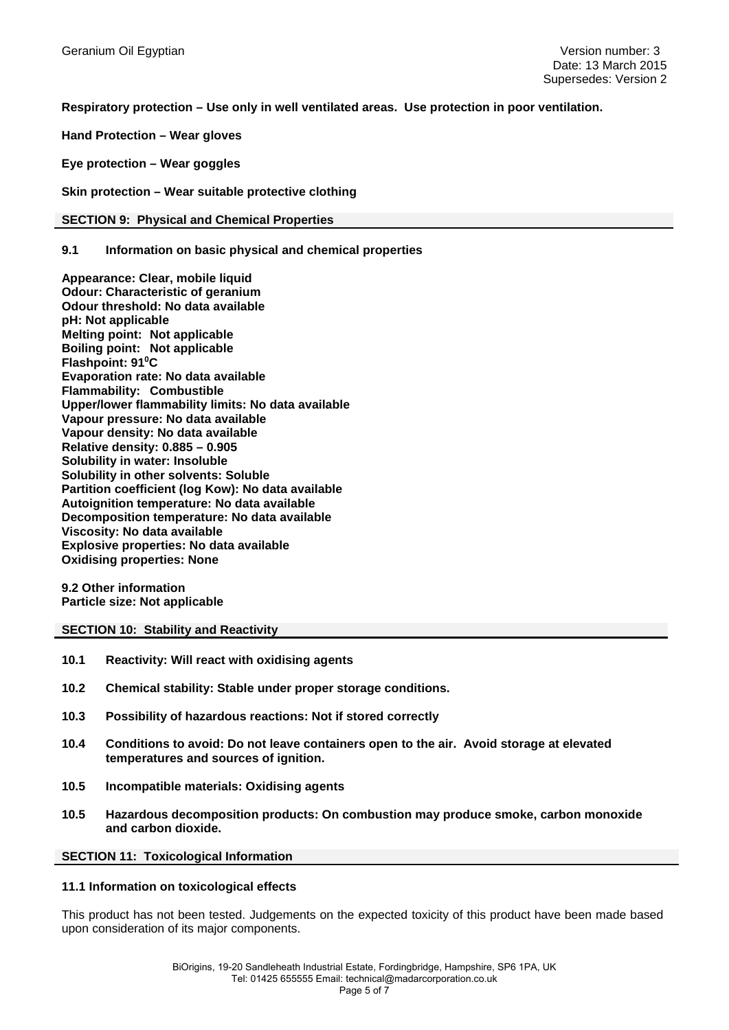**Respiratory protection – Use only in well ventilated areas. Use protection in poor ventilation.**

**Hand Protection – Wear gloves**

**Eye protection – Wear goggles**

**Skin protection – Wear suitable protective clothing**

## SECTION 9: Physical and Chemical Properties

### 9.1 Information on basic physical and chemical properties

**Appearance: Clear, mobile liquid**
**Odour: Characteristic of geranium**
**Odour threshold: No data available**
**pH: Not applicable**
**Melting point: Not applicable**
**Boiling point: Not applicable**
**Flashpoint: 91$^0$C**
**Evaporation rate: No data available**
**Flammability: Combustible**
**Upper/lower flammability limits: No data available**
**Vapour pressure: No data available**
**Vapour density: No data available**
**Relative density: 0.885 – 0.905**
**Solubility in water: Insoluble**
**Solubility in other solvents: Soluble**
**Partition coefficient (log Kow): No data available**
**Autoignition temperature: No data available**
**Decomposition temperature: No data available**
**Viscosity: No data available**
**Explosive properties: No data available**
**Oxidising properties: None**

**9.2 Other information**
**Particle size: Not applicable**

## SECTION 10: Stability and Reactivity

**10.1 Reactivity: Will react with oxidising agents**

**10.2 Chemical stability: Stable under proper storage conditions.**

**10.3 Possibility of hazardous reactions: Not if stored correctly**

**10.4 Conditions to avoid: Do not leave containers open to the air. Avoid storage at elevated temperatures and sources of ignition.**

**10.5 Incompatible materials: Oxidising agents**

**10.5 Hazardous decomposition products: On combustion may produce smoke, carbon monoxide and carbon dioxide.**

## SECTION 11: Toxicological Information

### 11.1 Information on toxicological effects

This product has not been tested. Judgements on the expected toxicity of this product have been made based upon consideration of its major components.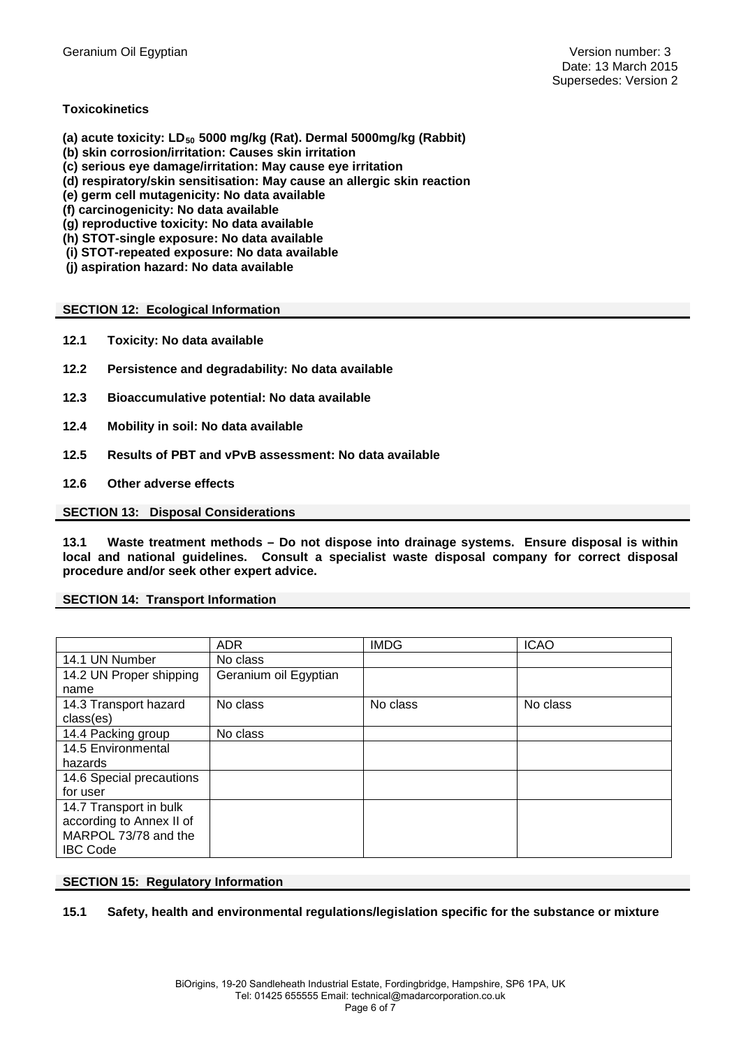**Toxicokinetics**

**(a) acute toxicity: $LD_{50}$ 5000 mg/kg (Rat). Dermal 5000mg/kg (Rabbit)**
**(b) skin corrosion/irritation: Causes skin irritation**
**(c) serious eye damage/irritation: May cause eye irritation**
**(d) respiratory/skin sensitisation: May cause an allergic skin reaction**
**(e) germ cell mutagenicity: No data available**
**(f) carcinogenicity: No data available**
**(g) reproductive toxicity: No data available**
**(h) STOT-single exposure: No data available**
**(i) STOT-repeated exposure: No data available**
**(j) aspiration hazard: No data available**

## SECTION 12: Ecological Information

**12.1 Toxicity: No data available**

**12.2 Persistence and degradability: No data available**

**12.3 Bioaccumulative potential: No data available**

**12.4 Mobility in soil: No data available**

**12.5 Results of PBT and vPvB assessment: No data available**

**12.6 Other adverse effects**

## SECTION 13: Disposal Considerations

**13.1 Waste treatment methods – Do not dispose into drainage systems. Ensure disposal is within local and national guidelines. Consult a specialist waste disposal company for correct disposal procedure and/or seek other expert advice.**

## SECTION 14: Transport Information

| | ADR | IMDG | ICAO |
|---|---|---|---|
| 14.1 UN Number | No class | | |
| 14.2 UN Proper shipping name | Geranium oil Egyptian | | |
| 14.3 Transport hazard class(es) | No class | No class | No class |
| 14.4 Packing group | No class | | |
| 14.5 Environmental hazards | | | |
| 14.6 Special precautions for user | | | |
| 14.7 Transport in bulk according to Annex II of MARPOL 73/78 and the IBC Code | | | |

## SECTION 15: Regulatory Information

**15.1 Safety, health and environmental regulations/legislation specific for the substance or mixture**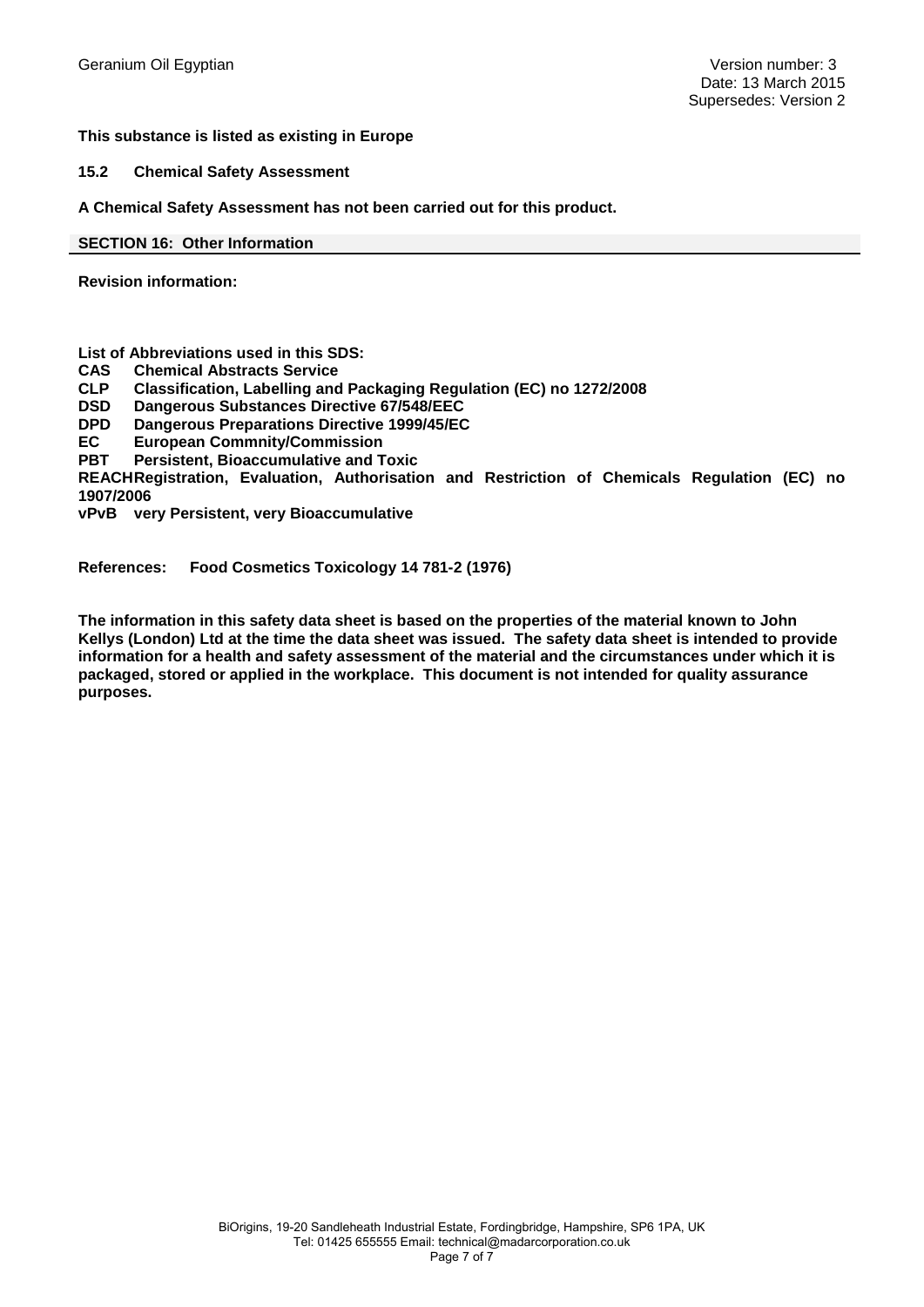**This substance is listed as existing in Europe**

**15.2 Chemical Safety Assessment**

**A Chemical Safety Assessment has not been carried out for this product.**

## SECTION 16: Other Information

**Revision information:**

**List of Abbreviations used in this SDS:**

**CAS** Chemical Abstracts Service
**CLP** Classification, Labelling and Packaging Regulation (EC) no 1272/2008
**DSD** Dangerous Substances Directive 67/548/EEC
**DPD** Dangerous Preparations Directive 1999/45/EC
**EC** European Commnity/Commission
**PBT** Persistent, Bioaccumulative and Toxic
**REACH** Registration, Evaluation, Authorisation and Restriction of Chemicals Regulation (EC) no 1907/2006
**vPvB** very Persistent, very Bioaccumulative

**References:** Food Cosmetics Toxicology 14 781-2 (1976)

**The information in this safety data sheet is based on the properties of the material known to John Kellys (London) Ltd at the time the data sheet was issued. The safety data sheet is intended to provide information for a health and safety assessment of the material and the circumstances under which it is packaged, stored or applied in the workplace. This document is not intended for quality assurance purposes.**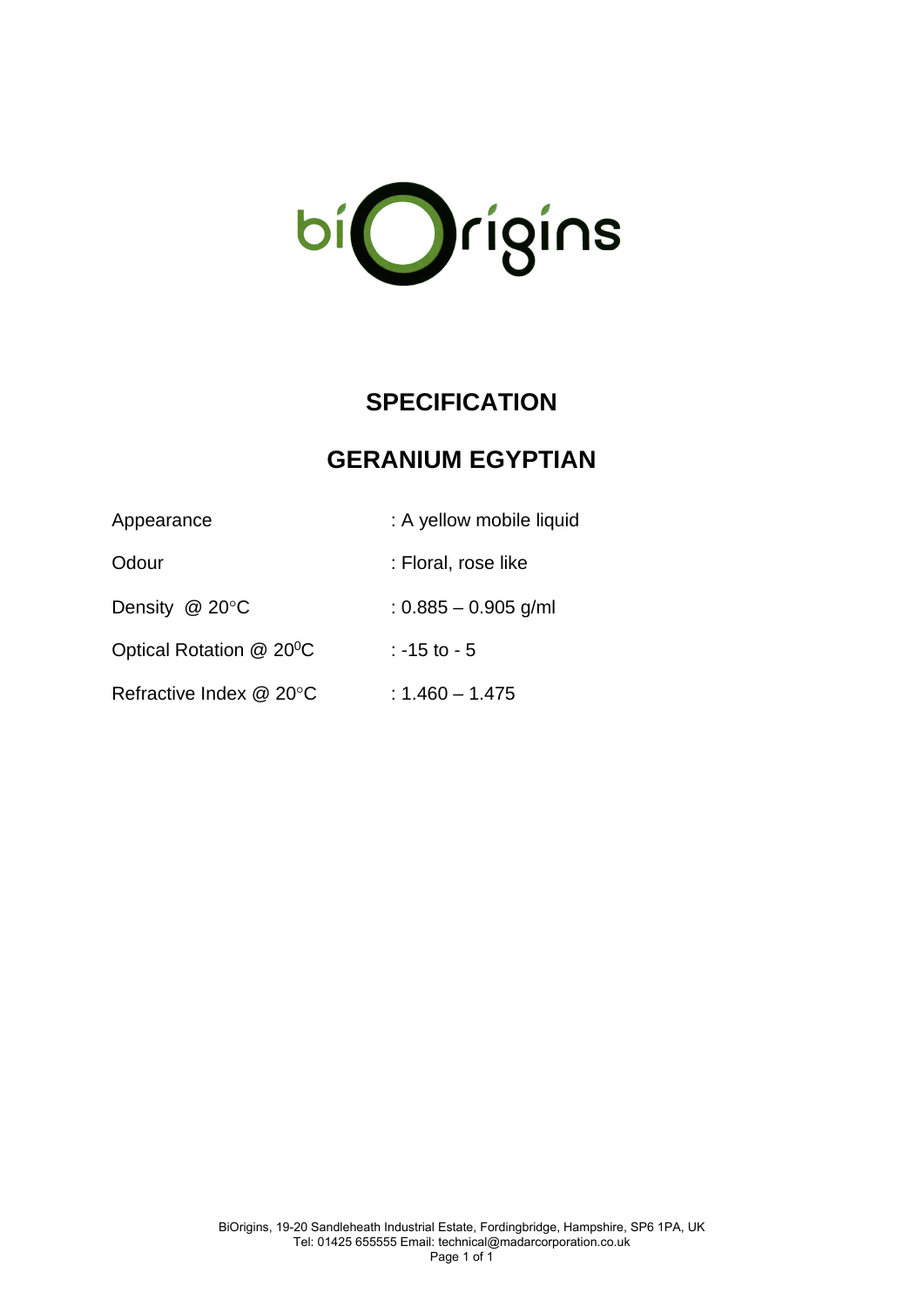biOrigins

# SPECIFICATION

## GERANIUM EGYPTIAN

| | |
|---|---|
| Appearance | : A yellow mobile liquid |
| Odour | : Floral, rose like |
| Density @ 20°C | : 0.885 – 0.905 g/ml |
| Optical Rotation @ $20^0$C | : -15 to - 5 |
| Refractive Index @ 20°C | : 1.460 – 1.475 |

BiOrigins, 19-20 Sandleheath Industrial Estate, Fordingbridge, Hampshire, SP6 1PA, UK
Tel: 01425 655555 Email: technical@madarcorporation.co.uk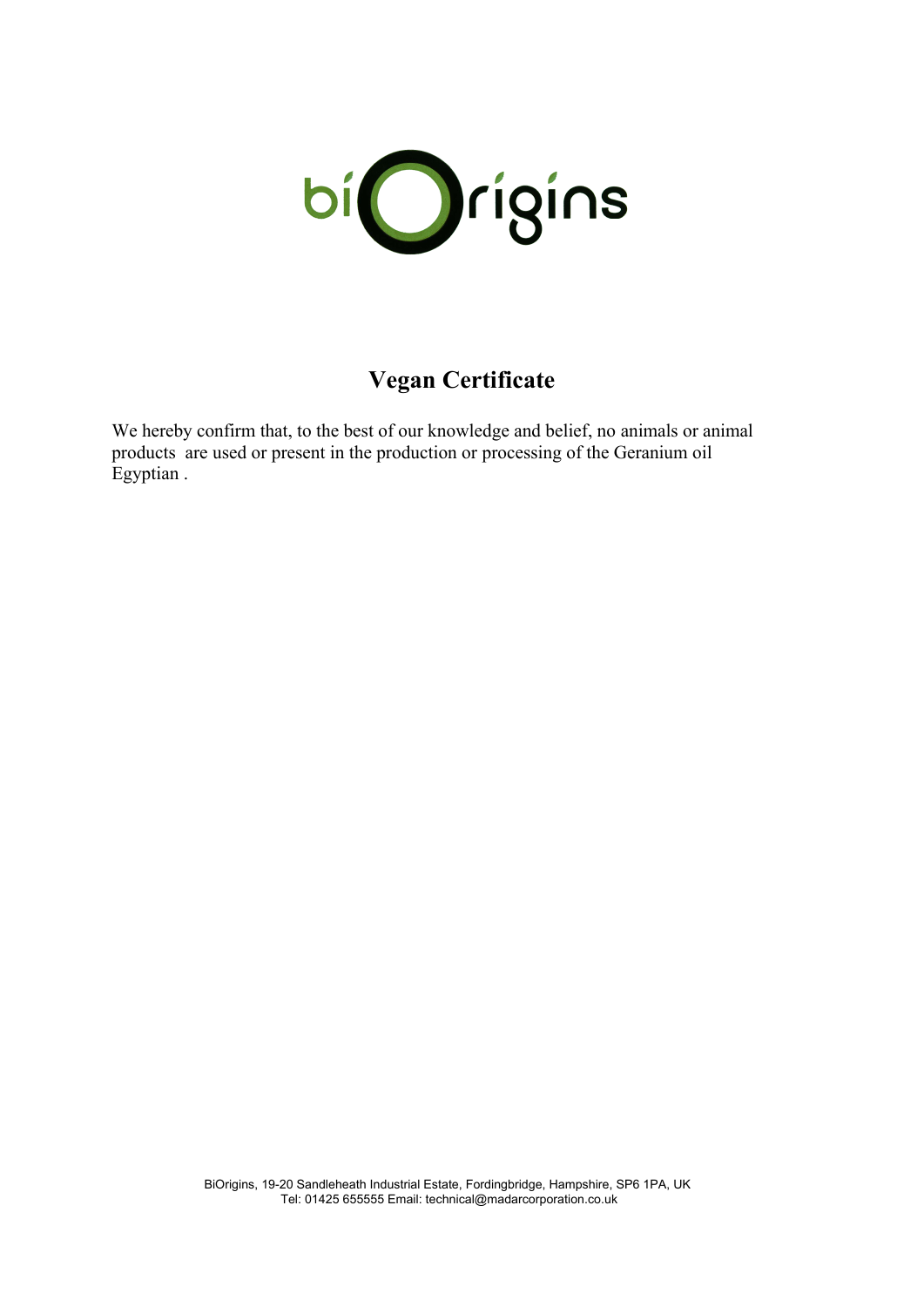biOrigins

# Vegan Certificate

We hereby confirm that, to the best of our knowledge and belief, no animals or animal products are used or present in the production or processing of the Geranium oil Egyptian .

BiOrigins, 19-20 Sandleheath Industrial Estate, Fordingbridge, Hampshire, SP6 1PA, UK
Tel: 01425 655555 Email: technical@madarcorporation.co.uk